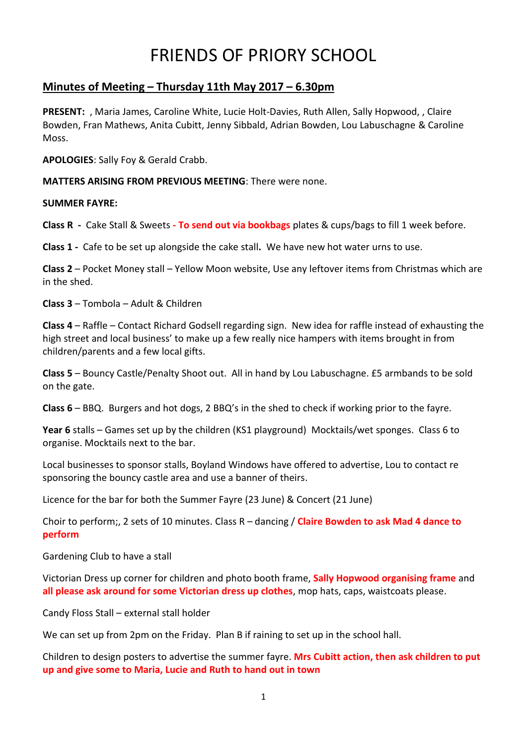# FRIENDS OF PRIORY SCHOOL

## Minutes of Meeting – Thursday 11th May 2017 – 6.30pm

**PRESENT:** , Maria James, Caroline White, Lucie Holt-Davies, Ruth Allen, Sally Hopwood, , Claire Bowden, Fran Mathews, Anita Cubitt, Jenny Sibbald, Adrian Bowden, Lou Labuschagne & Caroline Moss.

**APOLOGIES**: Sally Foy & Gerald Crabb.

**MATTERS ARISING FROM PREVIOUS MEETING**: There were none.

**SUMMER FAYRE:**

**Class R -** Cake Stall & Sweets **- To send out via bookbags** plates & cups/bags to fill 1 week before.

**Class 1 -** Cafe to be set up alongside the cake stall**.** We have new hot water urns to use.

**Class 2** – Pocket Money stall – Yellow Moon website, Use any leftover items from Christmas which are in the shed.

**Class 3** – Tombola – Adult & Children

**Class 4** – Raffle – Contact Richard Godsell regarding sign. New idea for raffle instead of exhausting the high street and local business' to make up a few really nice hampers with items brought in from children/parents and a few local gifts.

**Class 5** – Bouncy Castle/Penalty Shoot out. All in hand by Lou Labuschagne. £5 armbands to be sold on the gate.

**Class 6** – BBQ. Burgers and hot dogs, 2 BBQ's in the shed to check if working prior to the fayre.

**Year 6** stalls – Games set up by the children (KS1 playground) Mocktails/wet sponges. Class 6 to organise. Mocktails next to the bar.

Local businesses to sponsor stalls, Boyland Windows have offered to advertise, Lou to contact re sponsoring the bouncy castle area and use a banner of theirs.

Licence for the bar for both the Summer Fayre (23 June) & Concert (21 June)

Choir to perform;, 2 sets of 10 minutes. Class R – dancing / **Claire Bowden to ask Mad 4 dance to perform**

Gardening Club to have a stall

Victorian Dress up corner for children and photo booth frame, **Sally Hopwood organising frame** and **all please ask around for some Victorian dress up clothes**, mop hats, caps, waistcoats please.

Candy Floss Stall – external stall holder

We can set up from 2pm on the Friday. Plan B if raining to set up in the school hall.

Children to design posters to advertise the summer fayre. **Mrs Cubitt action, then ask children to put up and give some to Maria, Lucie and Ruth to hand out in town**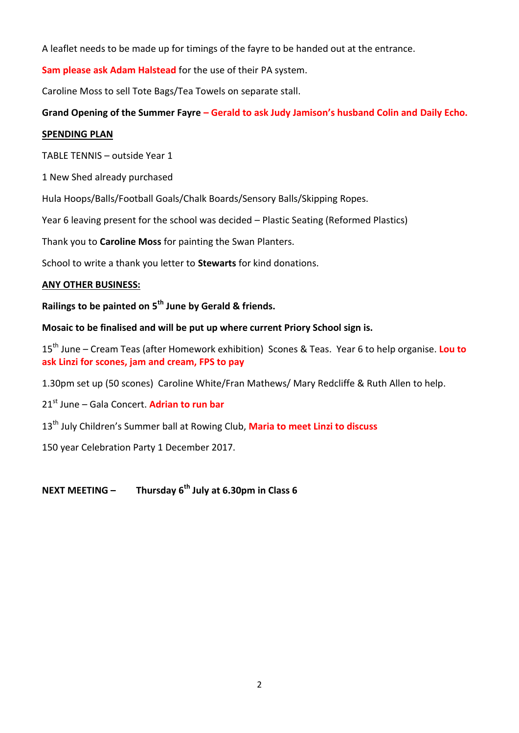A leaflet needs to be made up for timings of the fayre to be handed out at the entrance.

**Sam please ask Adam Halstead** for the use of their PA system.

Caroline Moss to sell Tote Bags/Tea Towels on separate stall.

**Grand Opening of the Summer Fayre – Gerald to ask Judy Jamison's husband Colin and Daily Echo.**

**SPENDING PLAN**

TABLE TENNIS – outside Year 1

1 New Shed already purchased

Hula Hoops/Balls/Football Goals/Chalk Boards/Sensory Balls/Skipping Ropes.

Year 6 leaving present for the school was decided – Plastic Seating (Reformed Plastics)

Thank you to **Caroline Moss** for painting the Swan Planters.

School to write a thank you letter to **Stewarts** for kind donations.

**ANY OTHER BUSINESS:**

**Railings to be painted on 5th June by Gerald & friends.**

**Mosaic to be finalised and will be put up where current Priory School sign is.**

15th June – Cream Teas (after Homework exhibition)  Scones & Teas.  Year 6 to help organise. **Lou to ask Linzi for scones, jam and cream, FPS to pay**

1.30pm set up (50 scones)  Caroline White/Fran Mathews/ Mary Redcliffe & Ruth Allen to help.

21st June – Gala Concert. **Adrian to run bar**

13th July Children's Summer ball at Rowing Club, **Maria to meet Linzi to discuss**

150 year Celebration Party 1 December 2017.

**NEXT MEETING –  Thursday 6th July at 6.30pm in Class 6**